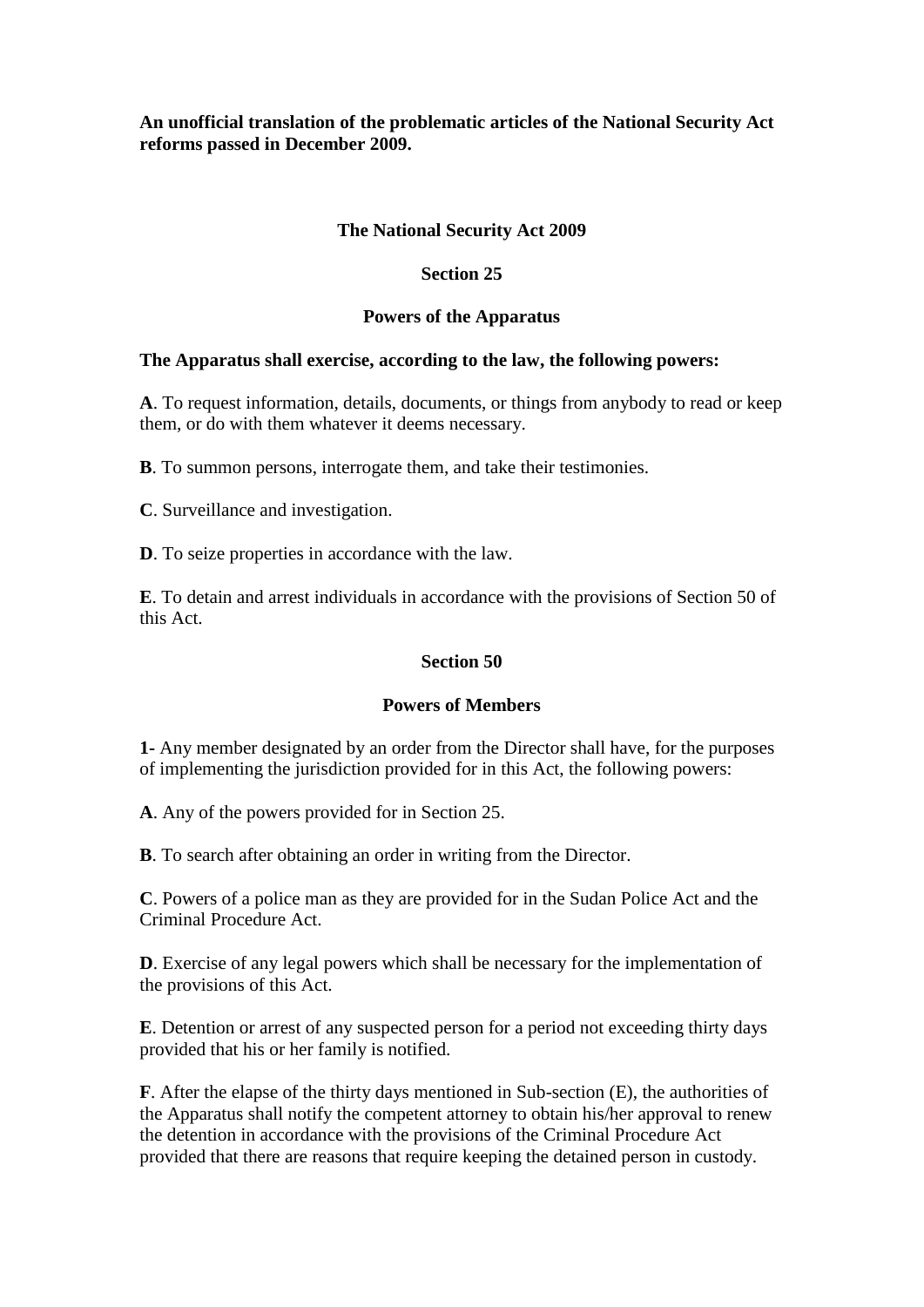**An unofficial translation of the problematic articles of the National Security Act reforms passed in December 2009.**

## The National Security Act 2009

### Section 25

### Powers of the Apparatus

**The Apparatus shall exercise, according to the law, the following powers:**

**A**. To request information, details, documents, or things from anybody to read or keep them, or do with them whatever it deems necessary.

**B**. To summon persons, interrogate them, and take their testimonies.

**C**. Surveillance and investigation.

**D**. To seize properties in accordance with the law.

**E**. To detain and arrest individuals in accordance with the provisions of Section 50 of this Act.

### Section 50

### Powers of Members

**1-** Any member designated by an order from the Director shall have, for the purposes of implementing the jurisdiction provided for in this Act, the following powers:

**A**. Any of the powers provided for in Section 25.

**B**. To search after obtaining an order in writing from the Director.

**C**. Powers of a police man as they are provided for in the Sudan Police Act and the Criminal Procedure Act.

**D**. Exercise of any legal powers which shall be necessary for the implementation of the provisions of this Act.

**E**. Detention or arrest of any suspected person for a period not exceeding thirty days provided that his or her family is notified.

**F**. After the elapse of the thirty days mentioned in Sub-section (E), the authorities of the Apparatus shall notify the competent attorney to obtain his/her approval to renew the detention in accordance with the provisions of the Criminal Procedure Act provided that there are reasons that require keeping the detained person in custody.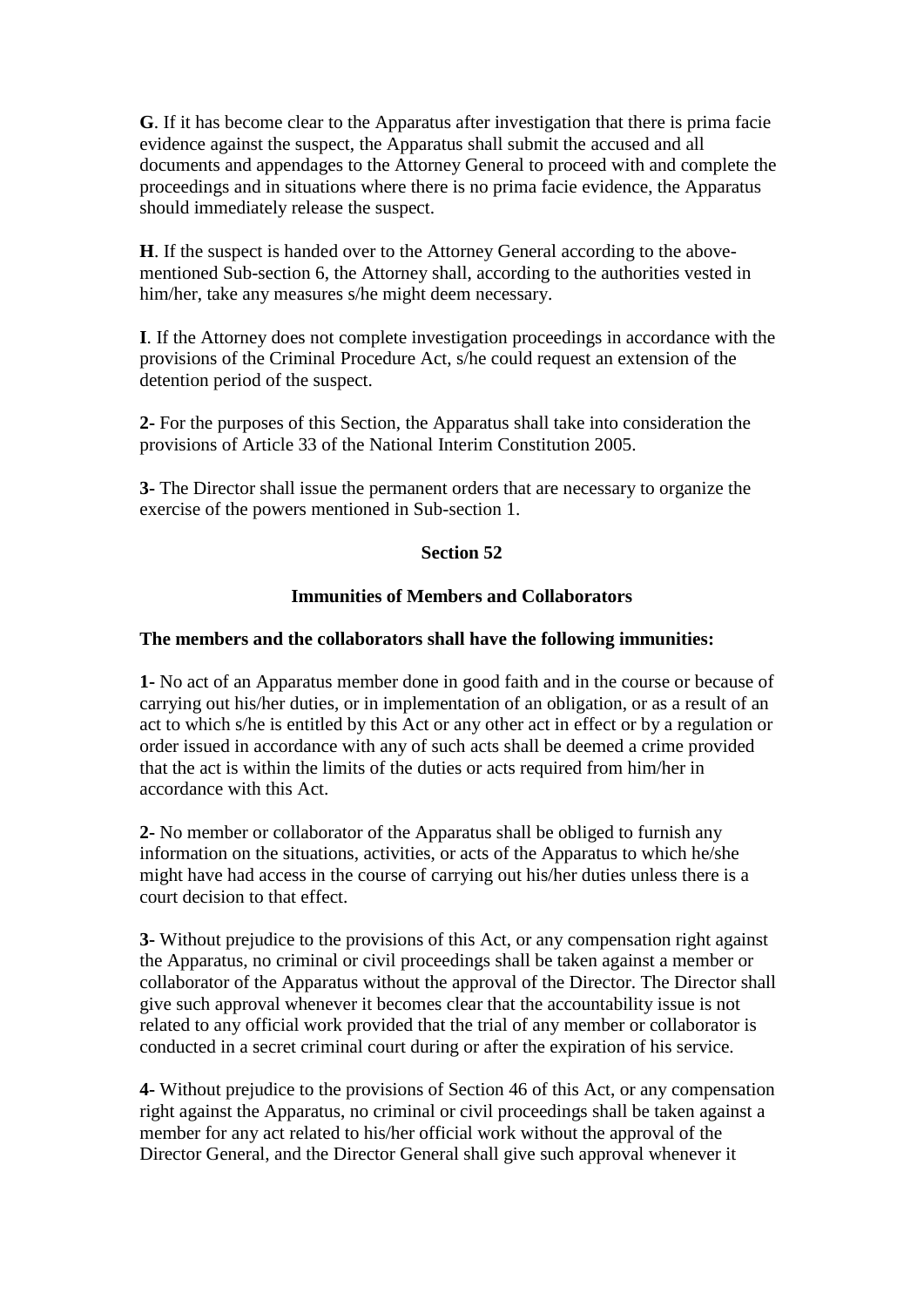**G**. If it has become clear to the Apparatus after investigation that there is prima facie evidence against the suspect, the Apparatus shall submit the accused and all documents and appendages to the Attorney General to proceed with and complete the proceedings and in situations where there is no prima facie evidence, the Apparatus should immediately release the suspect.

**H**. If the suspect is handed over to the Attorney General according to the above-mentioned Sub-section 6, the Attorney shall, according to the authorities vested in him/her, take any measures s/he might deem necessary.

**I**. If the Attorney does not complete investigation proceedings in accordance with the provisions of the Criminal Procedure Act, s/he could request an extension of the detention period of the suspect.

**2-** For the purposes of this Section, the Apparatus shall take into consideration the provisions of Article 33 of the National Interim Constitution 2005.

**3-** The Director shall issue the permanent orders that are necessary to organize the exercise of the powers mentioned in Sub-section 1.

## Section 52

### Immunities of Members and Collaborators

**The members and the collaborators shall have the following immunities:**

**1-** No act of an Apparatus member done in good faith and in the course or because of carrying out his/her duties, or in implementation of an obligation, or as a result of an act to which s/he is entitled by this Act or any other act in effect or by a regulation or order issued in accordance with any of such acts shall be deemed a crime provided that the act is within the limits of the duties or acts required from him/her in accordance with this Act.

**2-** No member or collaborator of the Apparatus shall be obliged to furnish any information on the situations, activities, or acts of the Apparatus to which he/she might have had access in the course of carrying out his/her duties unless there is a court decision to that effect.

**3-** Without prejudice to the provisions of this Act, or any compensation right against the Apparatus, no criminal or civil proceedings shall be taken against a member or collaborator of the Apparatus without the approval of the Director. The Director shall give such approval whenever it becomes clear that the accountability issue is not related to any official work provided that the trial of any member or collaborator is conducted in a secret criminal court during or after the expiration of his service.

**4-** Without prejudice to the provisions of Section 46 of this Act, or any compensation right against the Apparatus, no criminal or civil proceedings shall be taken against a member for any act related to his/her official work without the approval of the Director General, and the Director General shall give such approval whenever it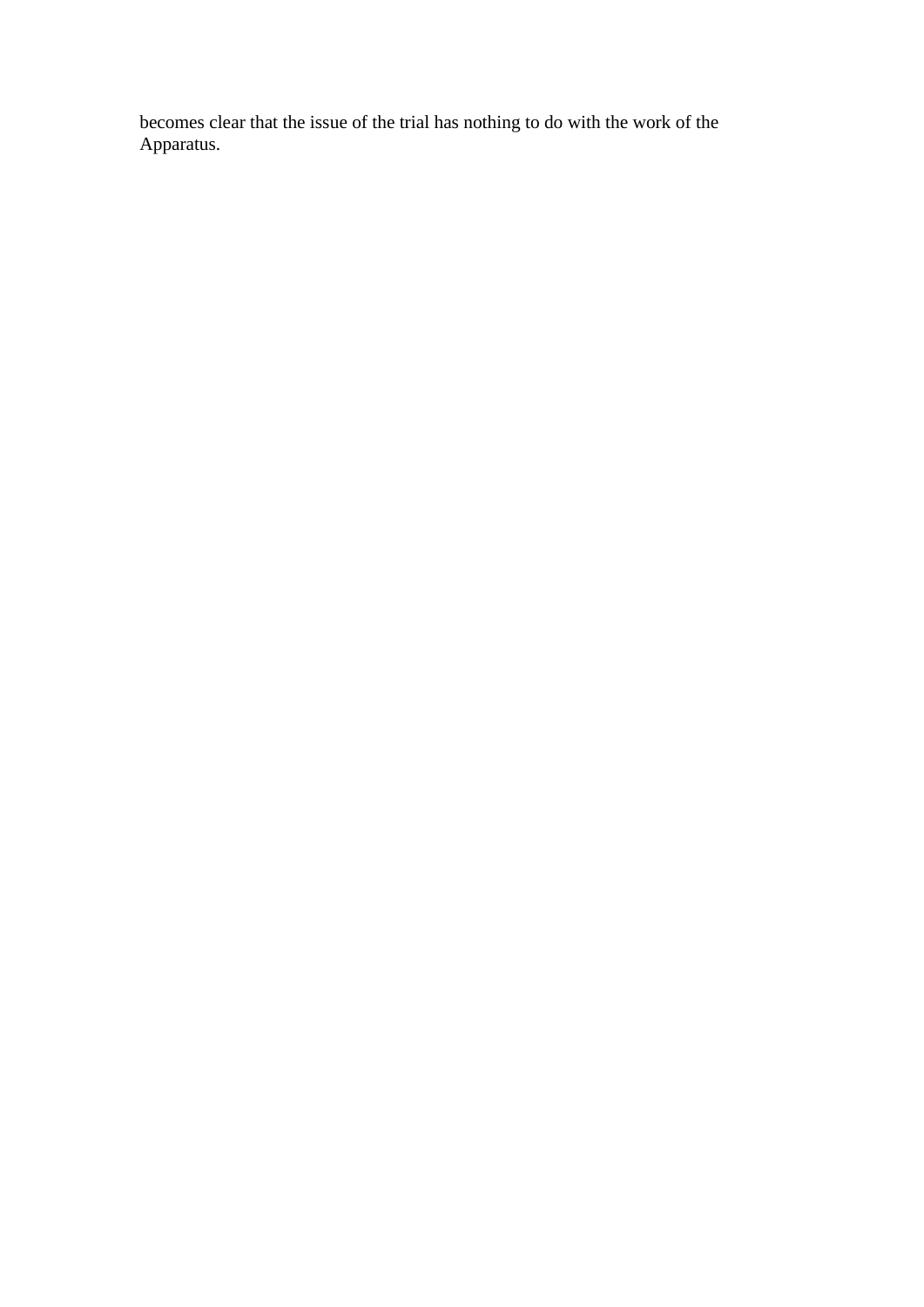becomes clear that the issue of the trial has nothing to do with the work of the Apparatus.